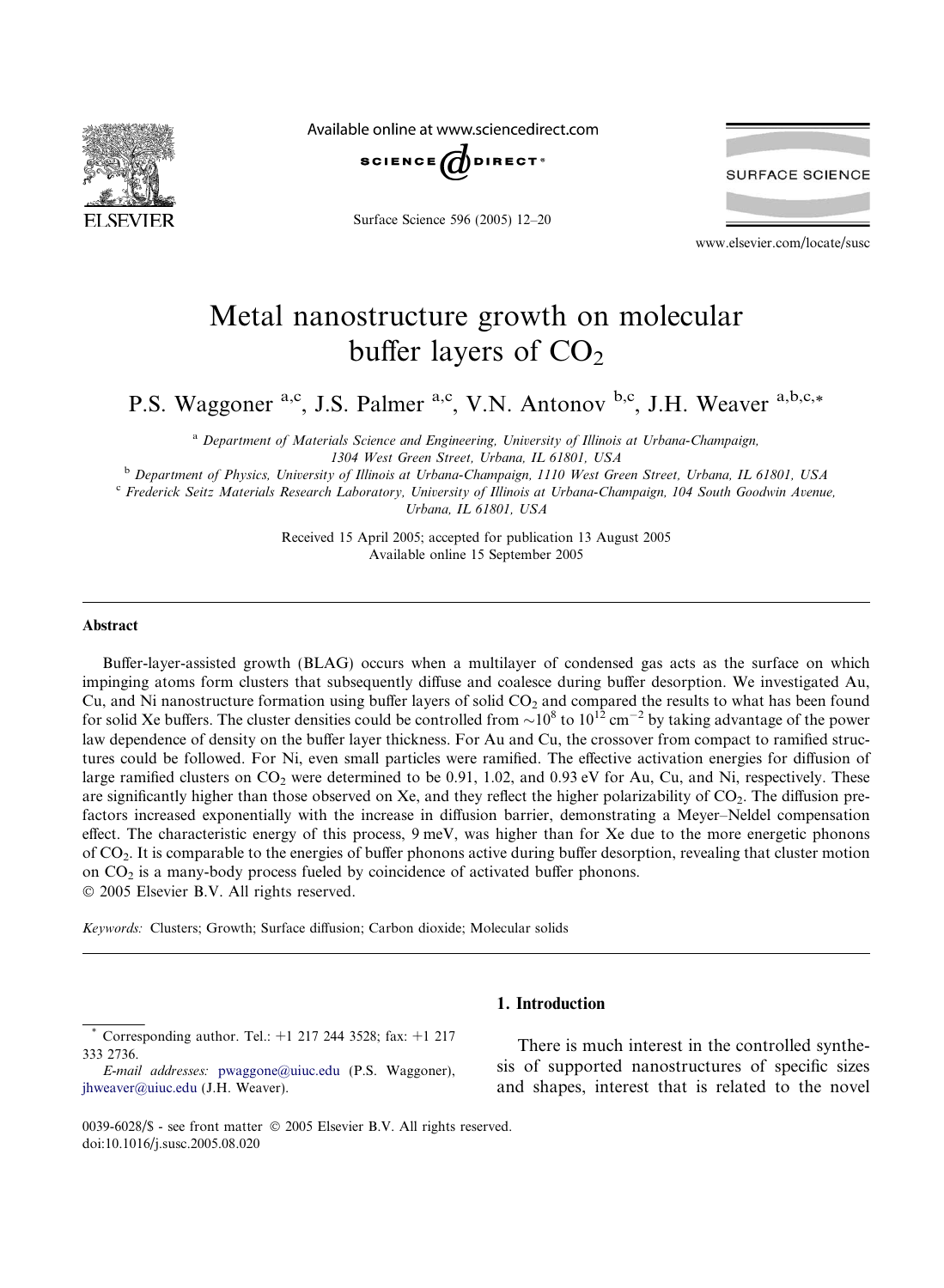# Metal nanostructure growth on molecular buffer layers of $CO_2$

P.S. Waggoner [a,c], J.S. Palmer [a,c], V.N. Antonov [b,c], J.H. Weaver [a,b,c,*]

[a] Department of Materials Science and Engineering, University of Illinois at Urbana-Champaign, 1304 West Green Street, Urbana, IL 61801, USA

[b] Department of Physics, University of Illinois at Urbana-Champaign, 1110 West Green Street, Urbana, IL 61801, USA

[c] Frederick Seitz Materials Research Laboratory, University of Illinois at Urbana-Champaign, 104 South Goodwin Avenue, Urbana, IL 61801, USA

Received 15 April 2005; accepted for publication 13 August 2005
Available online 15 September 2005

## Abstract

Buffer-layer-assisted growth (BLAG) occurs when a multilayer of condensed gas acts as the surface on which impinging atoms form clusters that subsequently diffuse and coalesce during buffer desorption. We investigated Au, Cu, and Ni nanostructure formation using buffer layers of solid $CO_2$ and compared the results to what has been found for solid Xe buffers. The cluster densities could be controlled from $\sim 10^8$ to $10^{12}$ $cm^{-2}$ by taking advantage of the power law dependence of density on the buffer layer thickness. For Au and Cu, the crossover from compact to ramified structures could be followed. For Ni, even small particles were ramified. The effective activation energies for diffusion of large ramified clusters on $CO_2$ were determined to be 0.91, 1.02, and 0.93 eV for Au, Cu, and Ni, respectively. These are significantly higher than those observed on Xe, and they reflect the higher polarizability of $CO_2$. The diffusion prefactors increased exponentially with the increase in diffusion barrier, demonstrating a Meyer–Neldel compensation effect. The characteristic energy of this process, 9 meV, was higher than for Xe due to the more energetic phonons of $CO_2$. It is comparable to the energies of buffer phonons active during buffer desorption, revealing that cluster motion on $CO_2$ is a many-body process fueled by coincidence of activated buffer phonons.

© 2005 Elsevier B.V. All rights reserved.

*Keywords:* Clusters; Growth; Surface diffusion; Carbon dioxide; Molecular solids

## 1. Introduction

There is much interest in the controlled synthesis of supported nanostructures of specific sizes and shapes, interest that is related to the novel

---

\* Corresponding author. Tel.: +1 217 244 3528; fax: +1 217 333 2736.
*E-mail addresses:* pwaggone@uiuc.edu (P.S. Waggoner), jhweaver@uiuc.edu (J.H. Weaver).

0039-6028/$ - see front matter © 2005 Elsevier B.V. All rights reserved.
doi:10.1016/j.susc.2005.08.020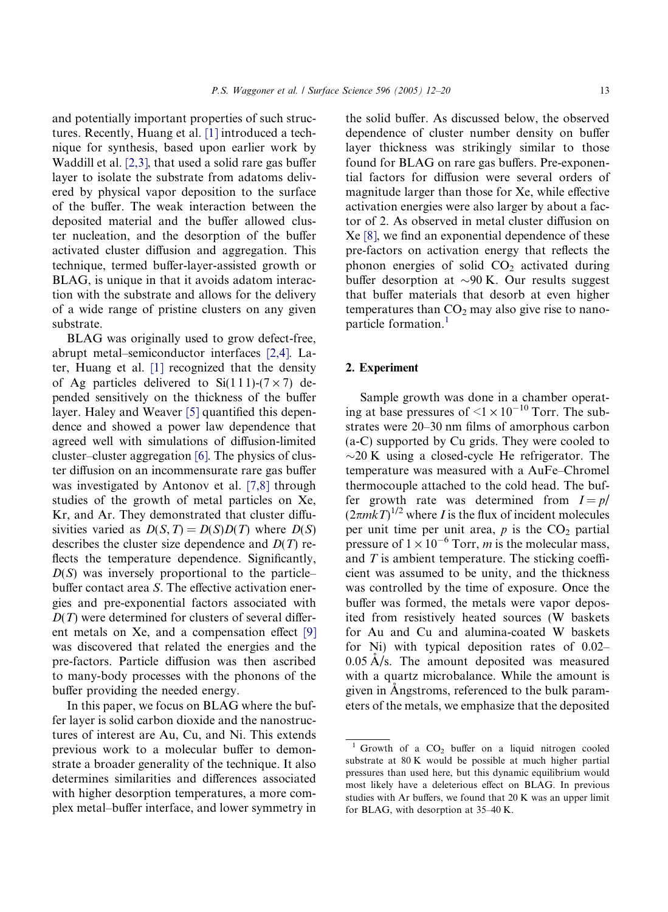and potentially important properties of such structures. Recently, Huang et al. [1] introduced a technique for synthesis, based upon earlier work by Waddill et al. [2,3], that used a solid rare gas buffer layer to isolate the substrate from adatoms delivered by physical vapor deposition to the surface of the buffer. The weak interaction between the deposited material and the buffer allowed cluster nucleation, and the desorption of the buffer activated cluster diffusion and aggregation. This technique, termed buffer-layer-assisted growth or BLAG, is unique in that it avoids adatom interaction with the substrate and allows for the delivery of a wide range of pristine clusters on any given substrate.

BLAG was originally used to grow defect-free, abrupt metal–semiconductor interfaces [2,4]. Later, Huang et al. [1] recognized that the density of Ag particles delivered to Si(111)-(7 × 7) depended sensitively on the thickness of the buffer layer. Haley and Weaver [5] quantified this dependence and showed a power law dependence that agreed well with simulations of diffusion-limited cluster–cluster aggregation [6]. The physics of cluster diffusion on an incommensurate rare gas buffer was investigated by Antonov et al. [7,8] through studies of the growth of metal particles on Xe, Kr, and Ar. They demonstrated that cluster diffusivities varied as $D(S,T) = D(S)D(T)$ where $D(S)$ describes the cluster size dependence and $D(T)$ reflects the temperature dependence. Significantly, $D(S)$ was inversely proportional to the particle–buffer contact area $S$. The effective activation energies and pre-exponential factors associated with $D(T)$ were determined for clusters of several different metals on Xe, and a compensation effect [9] was discovered that related the energies and the pre-factors. Particle diffusion was then ascribed to many-body processes with the phonons of the buffer providing the needed energy.

In this paper, we focus on BLAG where the buffer layer is solid carbon dioxide and the nanostructures of interest are Au, Cu, and Ni. This extends previous work to a molecular buffer to demonstrate a broader generality of the technique. It also determines similarities and differences associated with higher desorption temperatures, a more complex metal–buffer interface, and lower symmetry in the solid buffer. As discussed below, the observed dependence of cluster number density on buffer layer thickness was strikingly similar to those found for BLAG on rare gas buffers. Pre-exponential factors for diffusion were several orders of magnitude larger than those for Xe, while effective activation energies were also larger by about a factor of 2. As observed in metal cluster diffusion on Xe [8], we find an exponential dependence of these pre-factors on activation energy that reflects the phonon energies of solid $CO_2$ activated during buffer desorption at ~90 K. Our results suggest that buffer materials that desorb at even higher temperatures than $CO_2$ may also give rise to nanoparticle formation.[1]

## 2. Experiment

Sample growth was done in a chamber operating at base pressures of $<1 \times 10^{-10}$ Torr. The substrates were 20–30 nm films of amorphous carbon (a-C) supported by Cu grids. They were cooled to ~20 K using a closed-cycle He refrigerator. The temperature was measured with a AuFe–Chromel thermocouple attached to the cold head. The buffer growth rate was determined from $I = p/(2\pi mkT)^{1/2}$ where $I$ is the flux of incident molecules per unit time per unit area, $p$ is the $CO_2$ partial pressure of $1 \times 10^{-6}$ Torr, $m$ is the molecular mass, and $T$ is ambient temperature. The sticking coefficient was assumed to be unity, and the thickness was controlled by the time of exposure. Once the buffer was formed, the metals were vapor deposited from resistively heated sources (W baskets for Au and Cu and alumina-coated W baskets for Ni) with typical deposition rates of 0.02–0.05 Å/s. The amount deposited was measured with a quartz microbalance. While the amount is given in Ångstroms, referenced to the bulk parameters of the metals, we emphasize that the deposited

[1] Growth of a $CO_2$ buffer on a liquid nitrogen cooled substrate at 80 K would be possible at much higher partial pressures than used here, but this dynamic equilibrium would most likely have a deleterious effect on BLAG. In previous studies with Ar buffers, we found that 20 K was an upper limit for BLAG, with desorption at 35–40 K.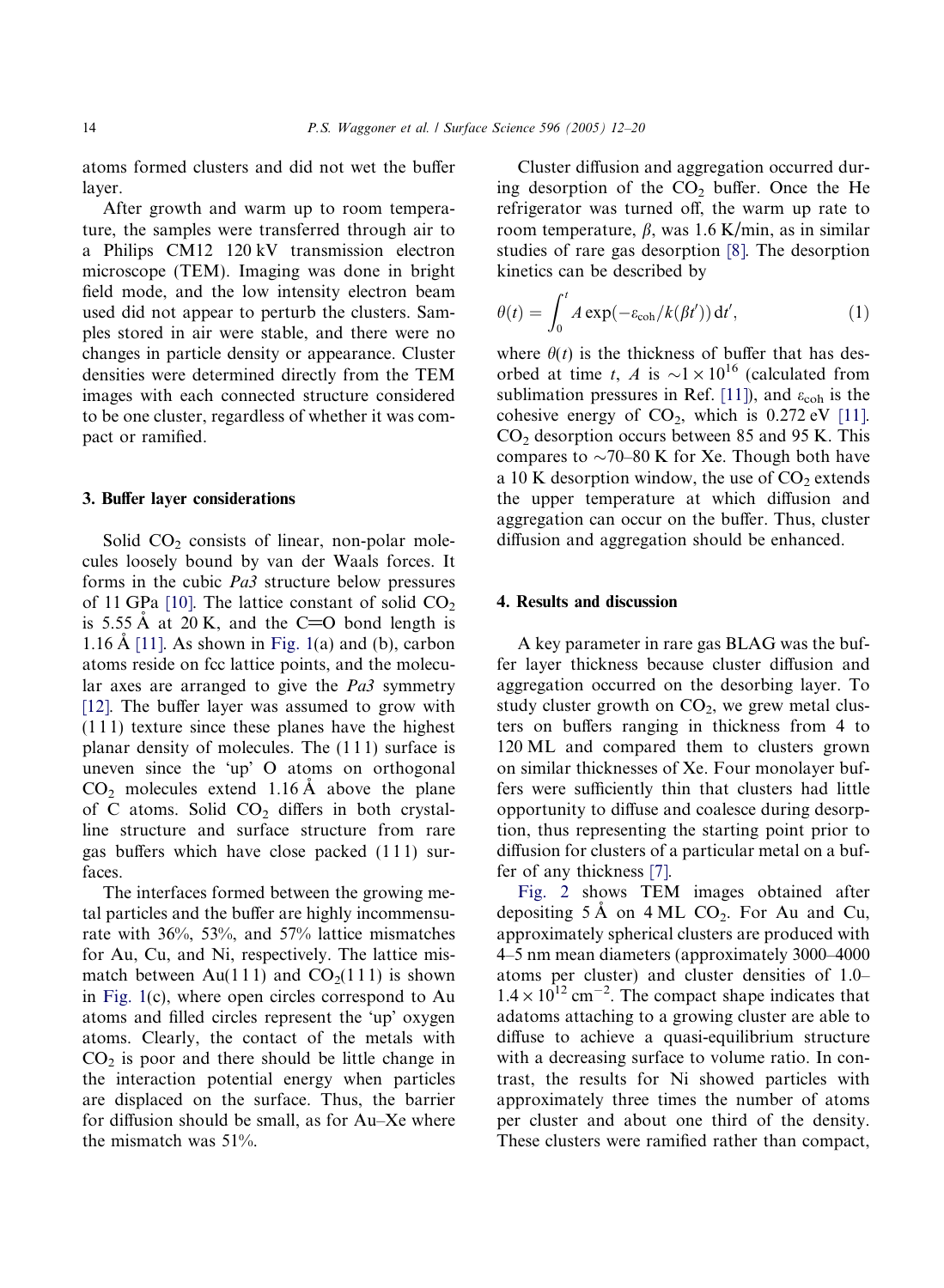atoms formed clusters and did not wet the buffer layer.

After growth and warm up to room temperature, the samples were transferred through air to a Philips CM12 120 kV transmission electron microscope (TEM). Imaging was done in bright field mode, and the low intensity electron beam used did not appear to perturb the clusters. Samples stored in air were stable, and there were no changes in particle density or appearance. Cluster densities were determined directly from the TEM images with each connected structure considered to be one cluster, regardless of whether it was compact or ramified.

## 3. Buffer layer considerations

Solid $CO_2$ consists of linear, non-polar molecules loosely bound by van der Waals forces. It forms in the cubic *Pa3* structure below pressures of 11 GPa [10]. The lattice constant of solid $CO_2$ is 5.55 Å at 20 K, and the C=O bond length is 1.16 Å [11]. As shown in Fig. 1(a) and (b), carbon atoms reside on fcc lattice points, and the molecular axes are arranged to give the *Pa3* symmetry [12]. The buffer layer was assumed to grow with (111) texture since these planes have the highest planar density of molecules. The (111) surface is uneven since the 'up' O atoms on orthogonal $CO_2$ molecules extend 1.16 Å above the plane of C atoms. Solid $CO_2$ differs in both crystalline structure and surface structure from rare gas buffers which have close packed (111) surfaces.

The interfaces formed between the growing metal particles and the buffer are highly incommensurate with 36%, 53%, and 57% lattice mismatches for Au, Cu, and Ni, respectively. The lattice mismatch between Au(111) and $CO_2$(111) is shown in Fig. 1(c), where open circles correspond to Au atoms and filled circles represent the 'up' oxygen atoms. Clearly, the contact of the metals with $CO_2$ is poor and there should be little change in the interaction potential energy when particles are displaced on the surface. Thus, the barrier for diffusion should be small, as for Au–Xe where the mismatch was 51%.

Cluster diffusion and aggregation occurred during desorption of the $CO_2$ buffer. Once the He refrigerator was turned off, the warm up rate to room temperature, $\beta$, was 1.6 K/min, as in similar studies of rare gas desorption [8]. The desorption kinetics can be described by

$$\theta(t) = \int_0^t A \exp(-\varepsilon_{\mathrm{coh}}/k(\beta t'))\,\mathrm{d}t', \tag{1}$$

where $\theta(t)$ is the thickness of buffer that has desorbed at time $t$, $A$ is $\sim 1 \times 10^{16}$ (calculated from sublimation pressures in Ref. [11]), and $\varepsilon_{\mathrm{coh}}$ is the cohesive energy of $CO_2$, which is 0.272 eV [11]. $CO_2$ desorption occurs between 85 and 95 K. This compares to ~70–80 K for Xe. Though both have a 10 K desorption window, the use of $CO_2$ extends the upper temperature at which diffusion and aggregation can occur on the buffer. Thus, cluster diffusion and aggregation should be enhanced.

## 4. Results and discussion

A key parameter in rare gas BLAG was the buffer layer thickness because cluster diffusion and aggregation occurred on the desorbing layer. To study cluster growth on $CO_2$, we grew metal clusters on buffers ranging in thickness from 4 to 120 ML and compared them to clusters grown on similar thicknesses of Xe. Four monolayer buffers were sufficiently thin that clusters had little opportunity to diffuse and coalesce during desorption, thus representing the starting point prior to diffusion for clusters of a particular metal on a buffer of any thickness [7].

Fig. 2 shows TEM images obtained after depositing 5 Å on 4 ML $CO_2$. For Au and Cu, approximately spherical clusters are produced with 4–5 nm mean diameters (approximately 3000–4000 atoms per cluster) and cluster densities of 1.0–$1.4 \times 10^{12}$ cm$^{-2}$. The compact shape indicates that adatoms attaching to a growing cluster are able to diffuse to achieve a quasi-equilibrium structure with a decreasing surface to volume ratio. In contrast, the results for Ni showed particles with approximately three times the number of atoms per cluster and about one third of the density. These clusters were ramified rather than compact,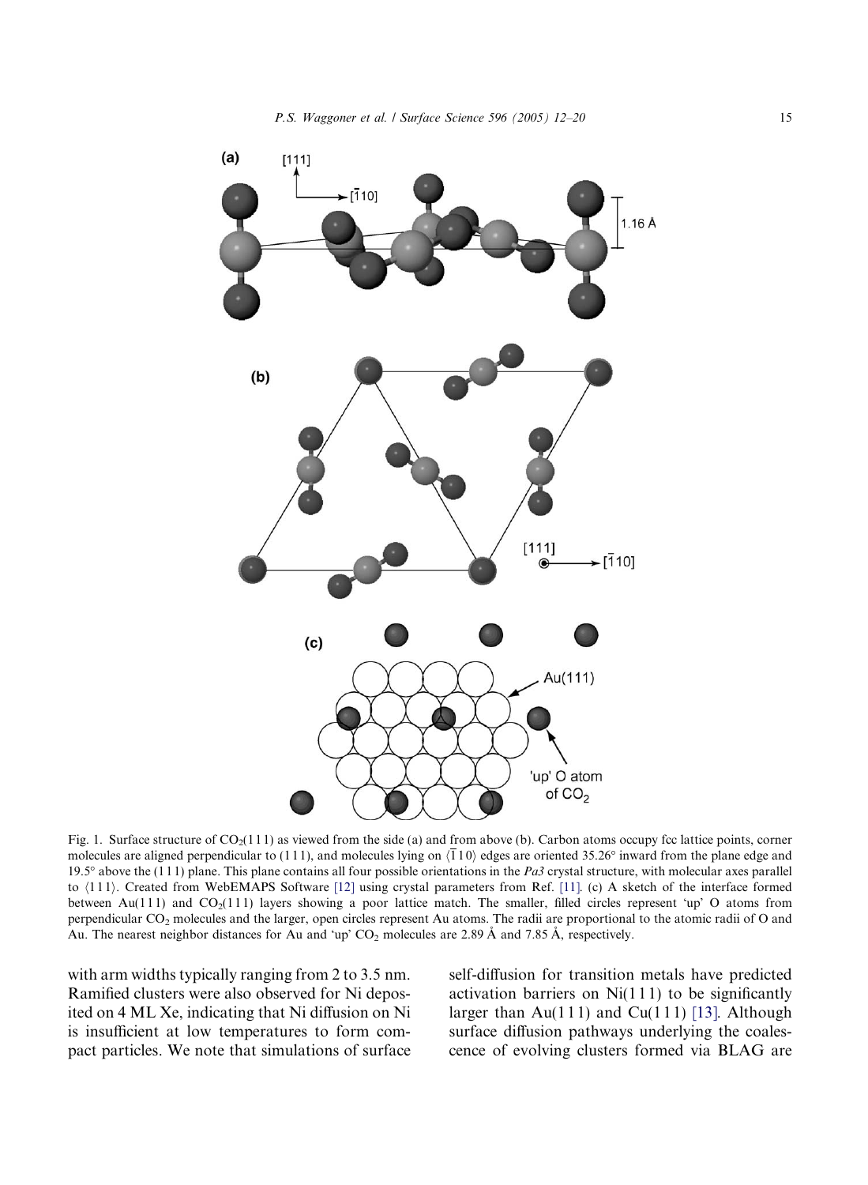Fig. 1. Surface structure of $CO_2(111)$ as viewed from the side (a) and from above (b). Carbon atoms occupy fcc lattice points, corner molecules are aligned perpendicular to (111), and molecules lying on $\langle\bar{1}10\rangle$ edges are oriented 35.26° inward from the plane edge and 19.5° above the (111) plane. This plane contains all four possible orientations in the *Pa3* crystal structure, with molecular axes parallel to $\langle 111\rangle$. Created from WebEMAPS Software [12] using crystal parameters from Ref. [11]. (c) A sketch of the interface formed between Au(111) and $CO_2(111)$ layers showing a poor lattice match. The smaller, filled circles represent 'up' O atoms from perpendicular $CO_2$ molecules and the larger, open circles represent Au atoms. The radii are proportional to the atomic radii of O and Au. The nearest neighbor distances for Au and 'up' $CO_2$ molecules are 2.89 Å and 7.85 Å, respectively.

with arm widths typically ranging from 2 to 3.5 nm. Ramified clusters were also observed for Ni deposited on 4 ML Xe, indicating that Ni diffusion on Ni is insufficient at low temperatures to form compact particles. We note that simulations of surface self-diffusion for transition metals have predicted activation barriers on Ni(111) to be significantly larger than Au(111) and Cu(111) [13]. Although surface diffusion pathways underlying the coalescence of evolving clusters formed via BLAG are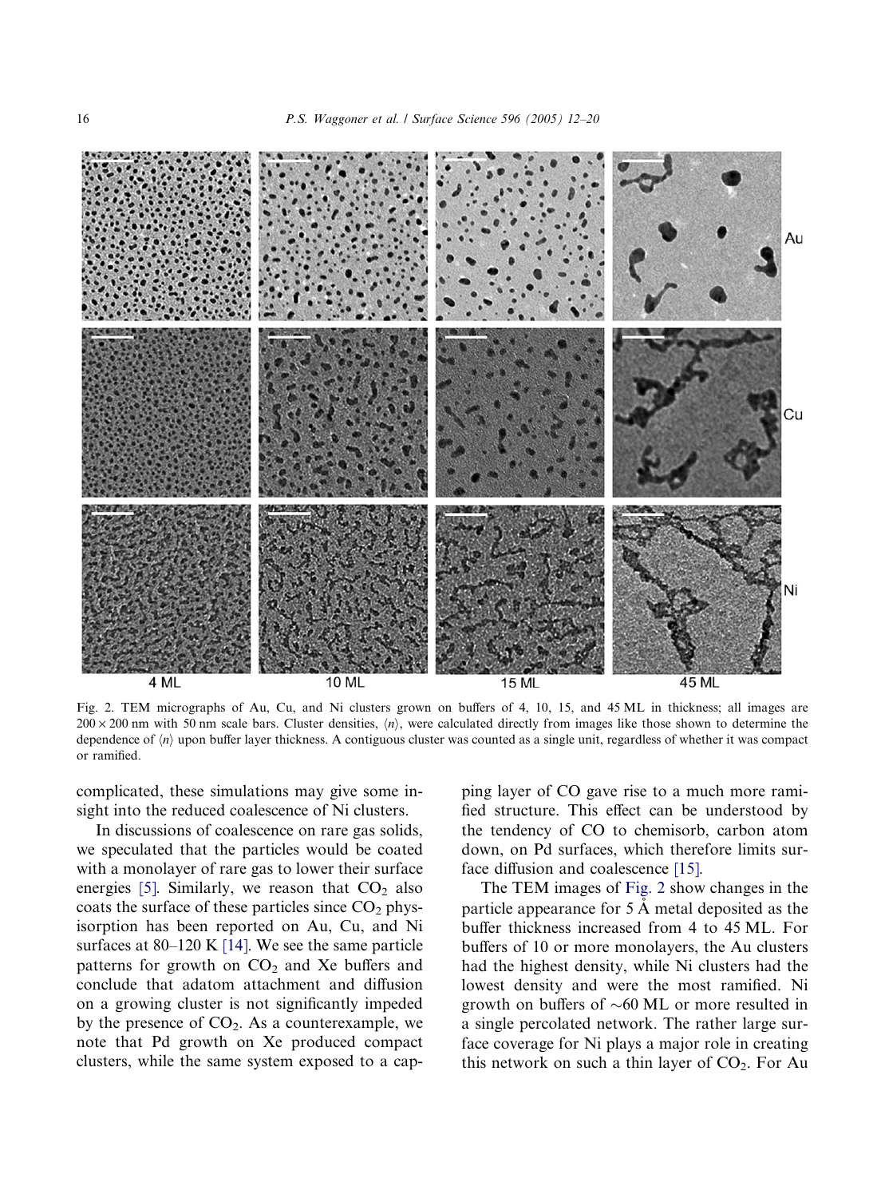Fig. 2. TEM micrographs of Au, Cu, and Ni clusters grown on buffers of 4, 10, 15, and 45 ML in thickness; all images are $200 \times 200$ nm with 50 nm scale bars. Cluster densities, $\langle n \rangle$, were calculated directly from images like those shown to determine the dependence of $\langle n \rangle$ upon buffer layer thickness. A contiguous cluster was counted as a single unit, regardless of whether it was compact or ramified.

complicated, these simulations may give some insight into the reduced coalescence of Ni clusters.

In discussions of coalescence on rare gas solids, we speculated that the particles would be coated with a monolayer of rare gas to lower their surface energies [5]. Similarly, we reason that $CO_2$ also coats the surface of these particles since $CO_2$ physisorption has been reported on Au, Cu, and Ni surfaces at 80–120 K [14]. We see the same particle patterns for growth on $CO_2$ and Xe buffers and conclude that adatom attachment and diffusion on a growing cluster is not significantly impeded by the presence of $CO_2$. As a counterexample, we note that Pd growth on Xe produced compact clusters, while the same system exposed to a capping layer of CO gave rise to a much more ramified structure. This effect can be understood by the tendency of CO to chemisorb, carbon atom down, on Pd surfaces, which therefore limits surface diffusion and coalescence [15].

The TEM images of Fig. 2 show changes in the particle appearance for 5 Å metal deposited as the buffer thickness increased from 4 to 45 ML. For buffers of 10 or more monolayers, the Au clusters had the highest density, while Ni clusters had the lowest density and were the most ramified. Ni growth on buffers of ~60 ML or more resulted in a single percolated network. The rather large surface coverage for Ni plays a major role in creating this network on such a thin layer of $CO_2$. For Au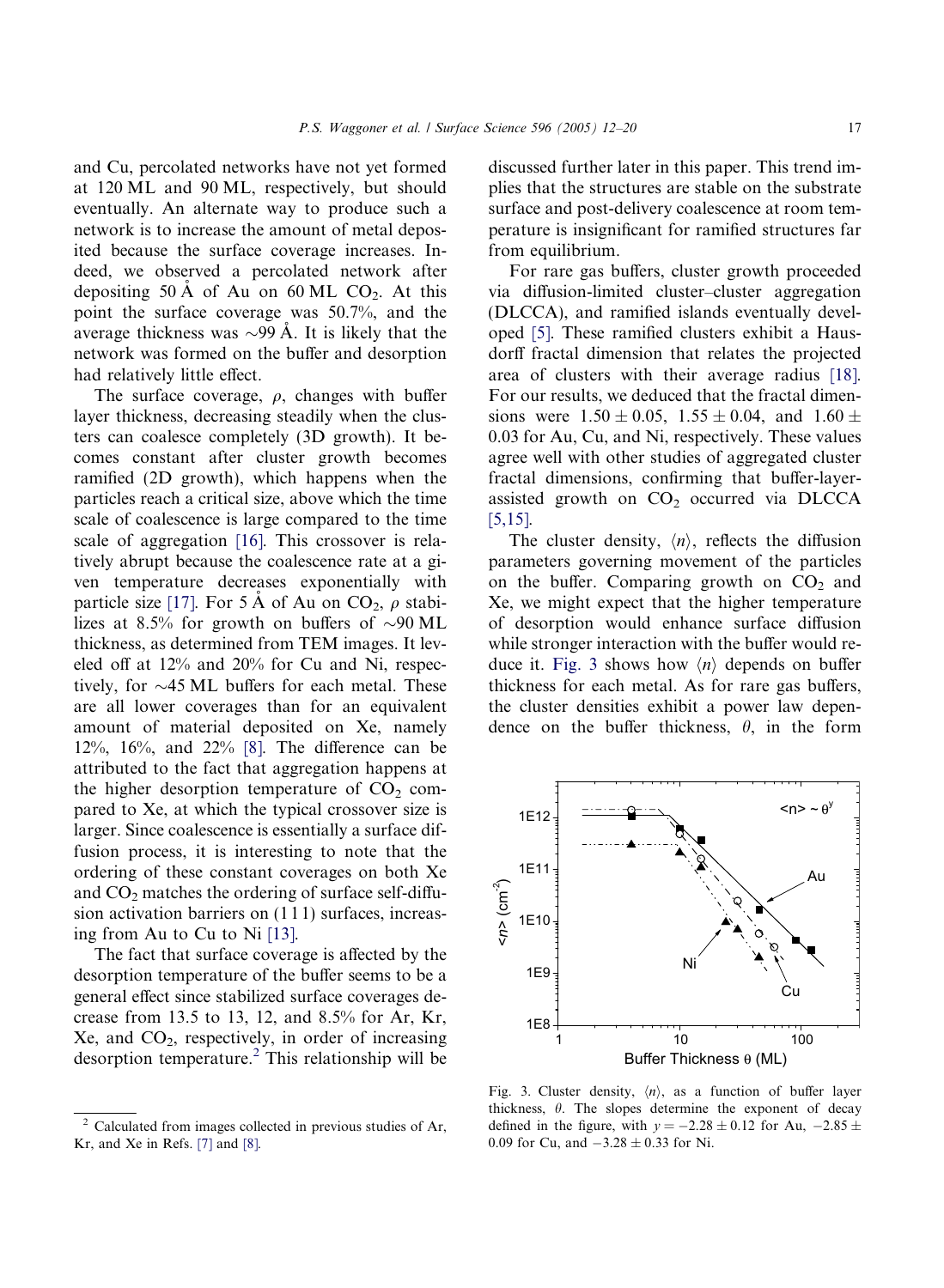and Cu, percolated networks have not yet formed at 120 ML and 90 ML, respectively, but should eventually. An alternate way to produce such a network is to increase the amount of metal deposited because the surface coverage increases. Indeed, we observed a percolated network after depositing 50 Å of Au on 60 ML $CO_2$. At this point the surface coverage was 50.7%, and the average thickness was ~99 Å. It is likely that the network was formed on the buffer and desorption had relatively little effect.

The surface coverage, $\rho$, changes with buffer layer thickness, decreasing steadily when the clusters can coalesce completely (3D growth). It becomes constant after cluster growth becomes ramified (2D growth), which happens when the particles reach a critical size, above which the time scale of coalescence is large compared to the time scale of aggregation [16]. This crossover is relatively abrupt because the coalescence rate at a given temperature decreases exponentially with particle size [17]. For 5 Å of Au on $CO_2$, $\rho$ stabilizes at 8.5% for growth on buffers of ~90 ML thickness, as determined from TEM images. It leveled off at 12% and 20% for Cu and Ni, respectively, for ~45 ML buffers for each metal. These are all lower coverages than for an equivalent amount of material deposited on Xe, namely 12%, 16%, and 22% [8]. The difference can be attributed to the fact that aggregation happens at the higher desorption temperature of $CO_2$ compared to Xe, at which the typical crossover size is larger. Since coalescence is essentially a surface diffusion process, it is interesting to note that the ordering of these constant coverages on both Xe and $CO_2$ matches the ordering of surface self-diffusion activation barriers on (111) surfaces, increasing from Au to Cu to Ni [13].

The fact that surface coverage is affected by the desorption temperature of the buffer seems to be a general effect since stabilized surface coverages decrease from 13.5 to 13, 12, and 8.5% for Ar, Kr, Xe, and $CO_2$, respectively, in order of increasing desorption temperature.[2] This relationship will be discussed further later in this paper. This trend implies that the structures are stable on the substrate surface and post-delivery coalescence at room temperature is insignificant for ramified structures far from equilibrium.

For rare gas buffers, cluster growth proceeded via diffusion-limited cluster–cluster aggregation (DLCCA), and ramified islands eventually developed [5]. These ramified clusters exhibit a Hausdorff fractal dimension that relates the projected area of clusters with their average radius [18]. For our results, we deduced that the fractal dimensions were $1.50 \pm 0.05$, $1.55 \pm 0.04$, and $1.60 \pm 0.03$ for Au, Cu, and Ni, respectively. These values agree well with other studies of aggregated cluster fractal dimensions, confirming that buffer-layer-assisted growth on $CO_2$ occurred via DLCCA [5,15].

The cluster density, $\langle n \rangle$, reflects the diffusion parameters governing movement of the particles on the buffer. Comparing growth on $CO_2$ and Xe, we might expect that the higher temperature of desorption would enhance surface diffusion while stronger interaction with the buffer would reduce it. Fig. 3 shows how $\langle n \rangle$ depends on buffer thickness for each metal. As for rare gas buffers, the cluster densities exhibit a power law dependence on the buffer thickness, $\theta$, in the form

Fig. 3. Cluster density, $\langle n \rangle$, as a function of buffer layer thickness, $\theta$. The slopes determine the exponent of decay defined in the figure, with $y = -2.28 \pm 0.12$ for Au, $-2.85 \pm 0.09$ for Cu, and $-3.28 \pm 0.33$ for Ni.

[2] Calculated from images collected in previous studies of Ar, Kr, and Xe in Refs. [7] and [8].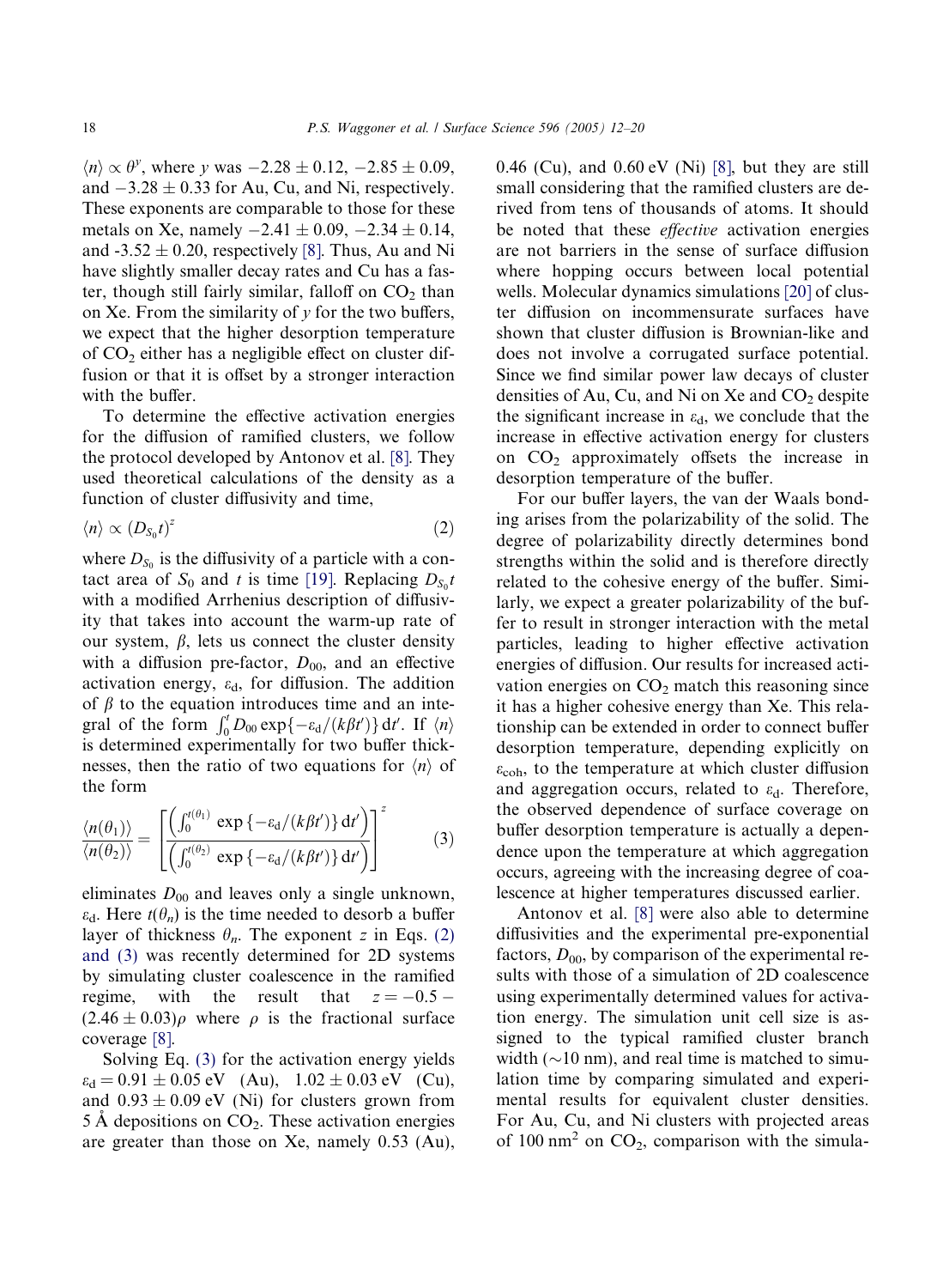$\langle n \rangle \propto \theta^y$, where $y$ was $-2.28 \pm 0.12$, $-2.85 \pm 0.09$, and $-3.28 \pm 0.33$ for Au, Cu, and Ni, respectively. These exponents are comparable to those for these metals on Xe, namely $-2.41 \pm 0.09$, $-2.34 \pm 0.14$, and $-3.52 \pm 0.20$, respectively [8]. Thus, Au and Ni have slightly smaller decay rates and Cu has a faster, though still fairly similar, falloff on $CO_2$ than on Xe. From the similarity of $y$ for the two buffers, we expect that the higher desorption temperature of $CO_2$ either has a negligible effect on cluster diffusion or that it is offset by a stronger interaction with the buffer.

To determine the effective activation energies for the diffusion of ramified clusters, we follow the protocol developed by Antonov et al. [8]. They used theoretical calculations of the density as a function of cluster diffusivity and time,

$$\langle n \rangle \propto (D_{S_0} t)^z \tag{2}$$

where $D_{S_0}$ is the diffusivity of a particle with a contact area of $S_0$ and $t$ is time [19]. Replacing $D_{S_0} t$ with a modified Arrhenius description of diffusivity that takes into account the warm-up rate of our system, $\beta$, lets us connect the cluster density with a diffusion pre-factor, $D_{00}$, and an effective activation energy, $\varepsilon_d$, for diffusion. The addition of $\beta$ to the equation introduces time and an integral of the form $\int_0^t D_{00} \exp\{-\varepsilon_d/(k\beta t')\}\,dt'$. If $\langle n \rangle$ is determined experimentally for two buffer thicknesses, then the ratio of two equations for $\langle n \rangle$ of the form

$$\frac{\langle n(\theta_1) \rangle}{\langle n(\theta_2) \rangle} = \left[ \frac{\left( \int_0^{t(\theta_1)} \exp\{-\varepsilon_d/(k\beta t')\}\,dt' \right)}{\left( \int_0^{t(\theta_2)} \exp\{-\varepsilon_d/(k\beta t')\}\,dt' \right)} \right]^z \tag{3}$$

eliminates $D_{00}$ and leaves only a single unknown, $\varepsilon_d$. Here $t(\theta_n)$ is the time needed to desorb a buffer layer of thickness $\theta_n$. The exponent $z$ in Eqs. (2) and (3) was recently determined for 2D systems by simulating cluster coalescence in the ramified regime, with the result that $z = -0.5 - (2.46 \pm 0.03)\rho$ where $\rho$ is the fractional surface coverage [8].

Solving Eq. (3) for the activation energy yields $\varepsilon_d = 0.91 \pm 0.05$ eV (Au), $1.02 \pm 0.03$ eV (Cu), and $0.93 \pm 0.09$ eV (Ni) for clusters grown from 5 Å depositions on $CO_2$. These activation energies are greater than those on Xe, namely 0.53 (Au), 0.46 (Cu), and 0.60 eV (Ni) [8], but they are still small considering that the ramified clusters are derived from tens of thousands of atoms. It should be noted that these *effective* activation energies are not barriers in the sense of surface diffusion where hopping occurs between local potential wells. Molecular dynamics simulations [20] of cluster diffusion on incommensurate surfaces have shown that cluster diffusion is Brownian-like and does not involve a corrugated surface potential. Since we find similar power law decays of cluster densities of Au, Cu, and Ni on Xe and $CO_2$ despite the significant increase in $\varepsilon_d$, we conclude that the increase in effective activation energy for clusters on $CO_2$ approximately offsets the increase in desorption temperature of the buffer.

For our buffer layers, the van der Waals bonding arises from the polarizability of the solid. The degree of polarizability directly determines bond strengths within the solid and is therefore directly related to the cohesive energy of the buffer. Similarly, we expect a greater polarizability of the buffer to result in stronger interaction with the metal particles, leading to higher effective activation energies of diffusion. Our results for increased activation energies on $CO_2$ match this reasoning since it has a higher cohesive energy than Xe. This relationship can be extended in order to connect buffer desorption temperature, depending explicitly on $\varepsilon_{coh}$, to the temperature at which cluster diffusion and aggregation occurs, related to $\varepsilon_d$. Therefore, the observed dependence of surface coverage on buffer desorption temperature is actually a dependence upon the temperature at which aggregation occurs, agreeing with the increasing degree of coalescence at higher temperatures discussed earlier.

Antonov et al. [8] were also able to determine diffusivities and the experimental pre-exponential factors, $D_{00}$, by comparison of the experimental results with those of a simulation of 2D coalescence using experimentally determined values for activation energy. The simulation unit cell size is assigned to the typical ramified cluster branch width (~10 nm), and real time is matched to simulation time by comparing simulated and experimental results for equivalent cluster densities. For Au, Cu, and Ni clusters with projected areas of 100 nm$^2$ on $CO_2$, comparison with the simula-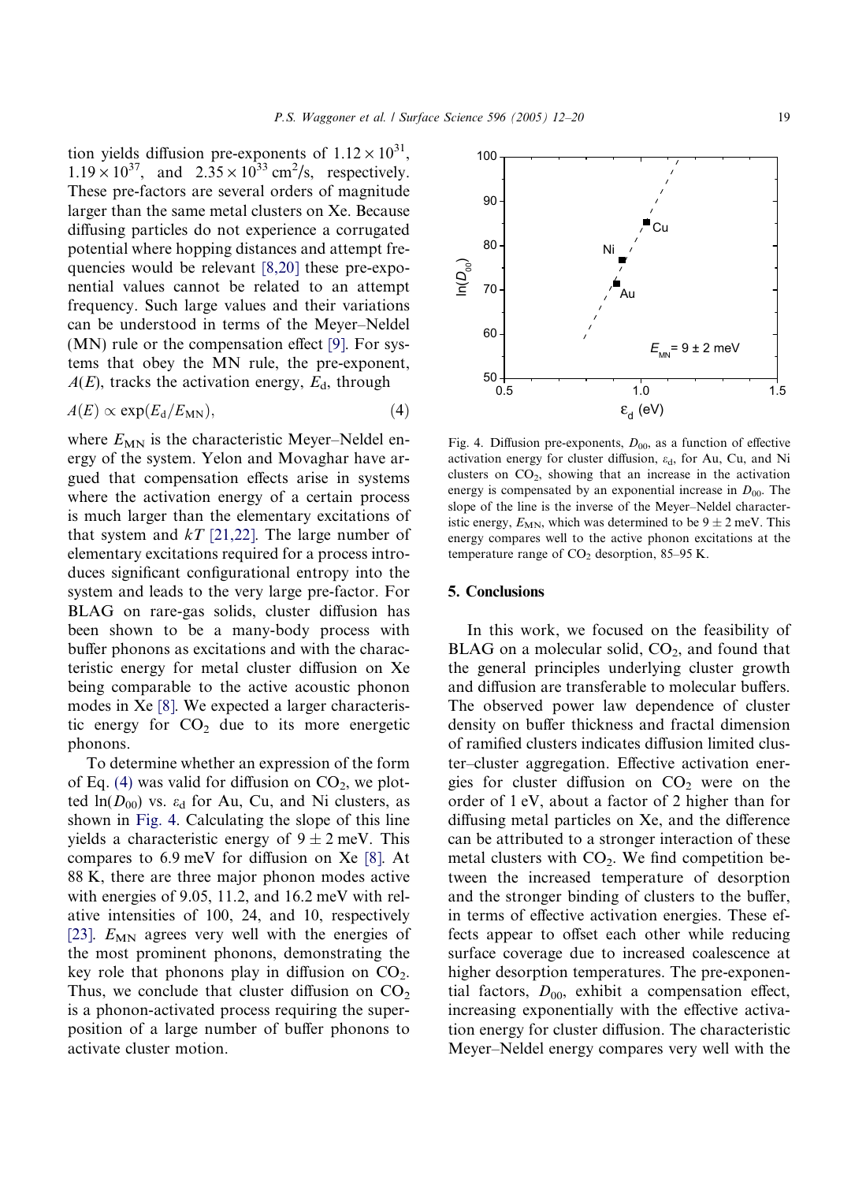tion yields diffusion pre-exponents of $1.12 \times 10^{31}$, $1.19 \times 10^{37}$, and $2.35 \times 10^{33}$ cm$^2$/s, respectively. These pre-factors are several orders of magnitude larger than the same metal clusters on Xe. Because diffusing particles do not experience a corrugated potential where hopping distances and attempt frequencies would be relevant [8,20] these pre-exponential values cannot be related to an attempt frequency. Such large values and their variations can be understood in terms of the Meyer–Neldel (MN) rule or the compensation effect [9]. For systems that obey the MN rule, the pre-exponent, $A(E)$, tracks the activation energy, $E_d$, through

$$A(E) \propto \exp(E_d/E_{MN}), \tag{4}$$

where $E_{MN}$ is the characteristic Meyer–Neldel energy of the system. Yelon and Movaghar have argued that compensation effects arise in systems where the activation energy of a certain process is much larger than the elementary excitations of that system and $kT$ [21,22]. The large number of elementary excitations required for a process introduces significant configurational entropy into the system and leads to the very large pre-factor. For BLAG on rare-gas solids, cluster diffusion has been shown to be a many-body process with buffer phonons as excitations and with the characteristic energy for metal cluster diffusion on Xe being comparable to the active acoustic phonon modes in Xe [8]. We expected a larger characteristic energy for $CO_2$ due to its more energetic phonons.

To determine whether an expression of the form of Eq. (4) was valid for diffusion on $CO_2$, we plotted $\ln(D_{00})$ vs. $\varepsilon_d$ for Au, Cu, and Ni clusters, as shown in Fig. 4. Calculating the slope of this line yields a characteristic energy of $9 \pm 2$ meV. This compares to 6.9 meV for diffusion on Xe [8]. At 88 K, there are three major phonon modes active with energies of 9.05, 11.2, and 16.2 meV with relative intensities of 100, 24, and 10, respectively [23]. $E_{MN}$ agrees very well with the energies of the most prominent phonons, demonstrating the key role that phonons play in diffusion on $CO_2$. Thus, we conclude that cluster diffusion on $CO_2$ is a phonon-activated process requiring the superposition of a large number of buffer phonons to activate cluster motion.

Fig. 4. Diffusion pre-exponents, $D_{00}$, as a function of effective activation energy for cluster diffusion, $\varepsilon_d$, for Au, Cu, and Ni clusters on $CO_2$, showing that an increase in the activation energy is compensated by an exponential increase in $D_{00}$. The slope of the line is the inverse of the Meyer–Neldel characteristic energy, $E_{MN}$, which was determined to be $9 \pm 2$ meV. This energy compares well to the active phonon excitations at the temperature range of $CO_2$ desorption, 85–95 K.

## 5. Conclusions

In this work, we focused on the feasibility of BLAG on a molecular solid, $CO_2$, and found that the general principles underlying cluster growth and diffusion are transferable to molecular buffers. The observed power law dependence of cluster density on buffer thickness and fractal dimension of ramified clusters indicates diffusion limited cluster–cluster aggregation. Effective activation energies for cluster diffusion on $CO_2$ were on the order of 1 eV, about a factor of 2 higher than for diffusing metal particles on Xe, and the difference can be attributed to a stronger interaction of these metal clusters with $CO_2$. We find competition between the increased temperature of desorption and the stronger binding of clusters to the buffer, in terms of effective activation energies. These effects appear to offset each other while reducing surface coverage due to increased coalescence at higher desorption temperatures. The pre-exponential factors, $D_{00}$, exhibit a compensation effect, increasing exponentially with the effective activation energy for cluster diffusion. The characteristic Meyer–Neldel energy compares very well with the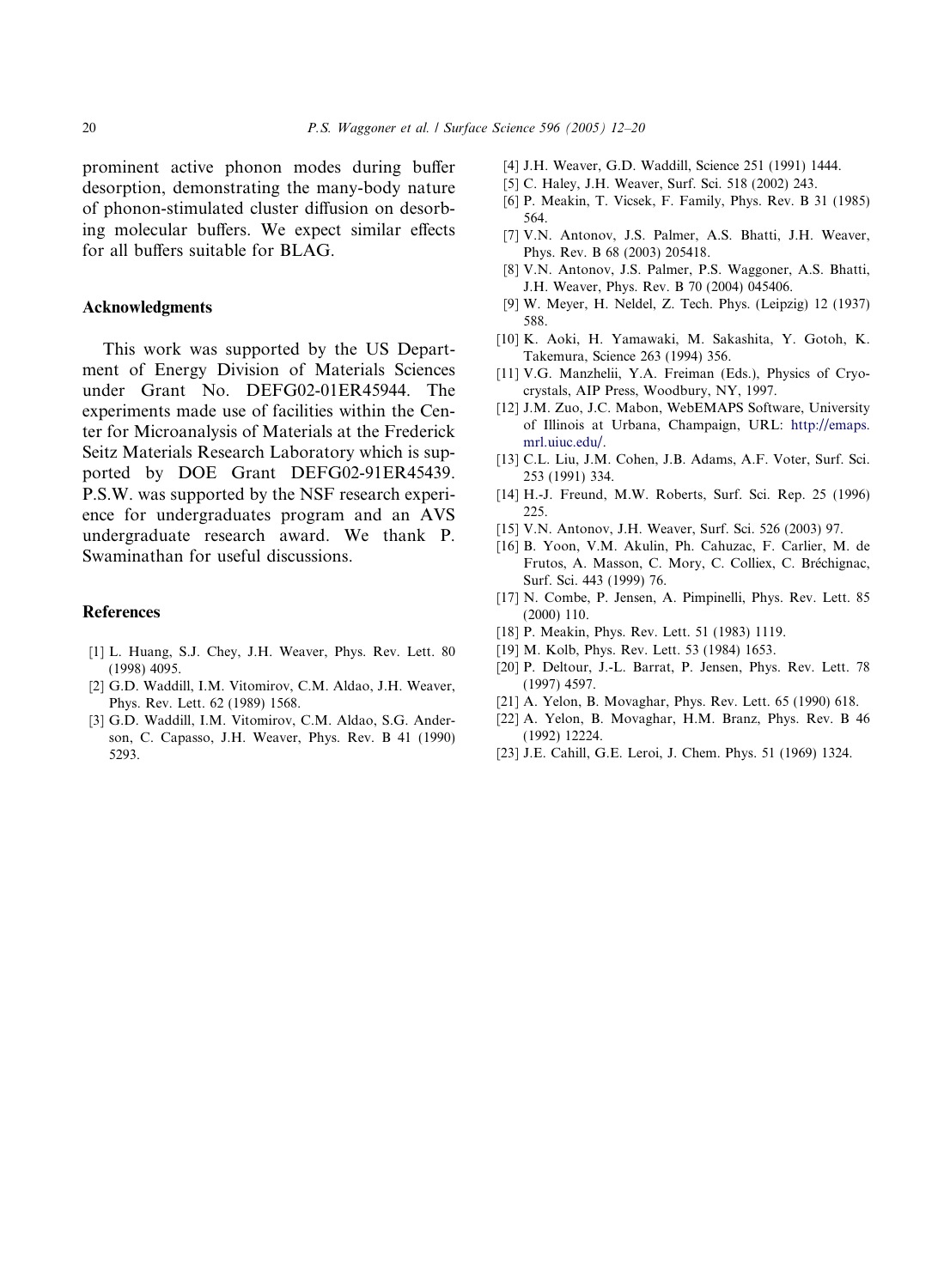prominent active phonon modes during buffer desorption, demonstrating the many-body nature of phonon-stimulated cluster diffusion on desorbing molecular buffers. We expect similar effects for all buffers suitable for BLAG.

## Acknowledgments

This work was supported by the US Department of Energy Division of Materials Sciences under Grant No. DEFG02-01ER45944. The experiments made use of facilities within the Center for Microanalysis of Materials at the Frederick Seitz Materials Research Laboratory which is supported by DOE Grant DEFG02-91ER45439. P.S.W. was supported by the NSF research experience for undergraduates program and an AVS undergraduate research award. We thank P. Swaminathan for useful discussions.

## References

[1] L. Huang, S.J. Chey, J.H. Weaver, Phys. Rev. Lett. 80 (1998) 4095.

[2] G.D. Waddill, I.M. Vitomirov, C.M. Aldao, J.H. Weaver, Phys. Rev. Lett. 62 (1989) 1568.

[3] G.D. Waddill, I.M. Vitomirov, C.M. Aldao, S.G. Anderson, C. Capasso, J.H. Weaver, Phys. Rev. B 41 (1990) 5293.

[4] J.H. Weaver, G.D. Waddill, Science 251 (1991) 1444.

[5] C. Haley, J.H. Weaver, Surf. Sci. 518 (2002) 243.

[6] P. Meakin, T. Vicsek, F. Family, Phys. Rev. B 31 (1985) 564.

[7] V.N. Antonov, J.S. Palmer, A.S. Bhatti, J.H. Weaver, Phys. Rev. B 68 (2003) 205418.

[8] V.N. Antonov, J.S. Palmer, P.S. Waggoner, A.S. Bhatti, J.H. Weaver, Phys. Rev. B 70 (2004) 045406.

[9] W. Meyer, H. Neldel, Z. Tech. Phys. (Leipzig) 12 (1937) 588.

[10] K. Aoki, H. Yamawaki, M. Sakashita, Y. Gotoh, K. Takemura, Science 263 (1994) 356.

[11] V.G. Manzhelii, Y.A. Freiman (Eds.), Physics of Cryocrystals, AIP Press, Woodbury, NY, 1997.

[12] J.M. Zuo, J.C. Mabon, WebEMAPS Software, University of Illinois at Urbana, Champaign, URL: http://emaps.mrl.uiuc.edu/.

[13] C.L. Liu, J.M. Cohen, J.B. Adams, A.F. Voter, Surf. Sci. 253 (1991) 334.

[14] H.-J. Freund, M.W. Roberts, Surf. Sci. Rep. 25 (1996) 225.

[15] V.N. Antonov, J.H. Weaver, Surf. Sci. 526 (2003) 97.

[16] B. Yoon, V.M. Akulin, Ph. Cahuzac, F. Carlier, M. de Frutos, A. Masson, C. Mory, C. Colliex, C. Bréchignac, Surf. Sci. 443 (1999) 76.

[17] N. Combe, P. Jensen, A. Pimpinelli, Phys. Rev. Lett. 85 (2000) 110.

[18] P. Meakin, Phys. Rev. Lett. 51 (1983) 1119.

[19] M. Kolb, Phys. Rev. Lett. 53 (1984) 1653.

[20] P. Deltour, J.-L. Barrat, P. Jensen, Phys. Rev. Lett. 78 (1997) 4597.

[21] A. Yelon, B. Movaghar, Phys. Rev. Lett. 65 (1990) 618.

[22] A. Yelon, B. Movaghar, H.M. Branz, Phys. Rev. B 46 (1992) 12224.

[23] J.E. Cahill, G.E. Leroi, J. Chem. Phys. 51 (1969) 1324.